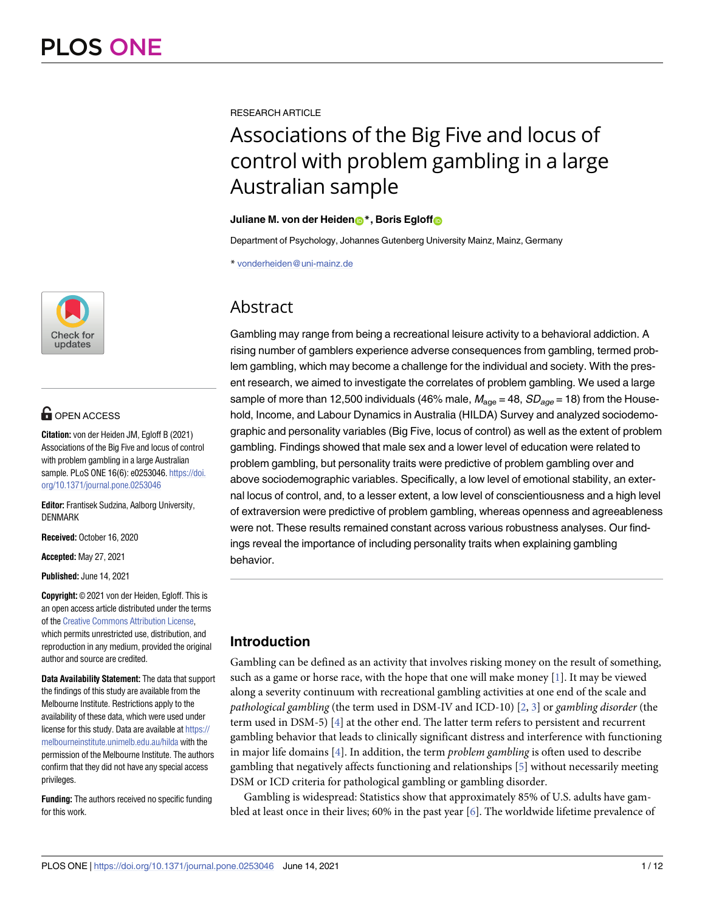PLOS ONE

RESEARCH ARTICLE

# Associations of the Big Five and locus of control with problem gambling in a large Australian sample

**Juliane M. von der Heiden*, Boris Egloff**

Department of Psychology, Johannes Gutenberg University Mainz, Mainz, Germany

* vonderheiden@uni-mainz.de

OPEN ACCESS

**Citation:** von der Heiden JM, Egloff B (2021) Associations of the Big Five and locus of control with problem gambling in a large Australian sample. PLoS ONE 16(6): e0253046. https://doi.org/10.1371/journal.pone.0253046

**Editor:** Frantisek Sudzina, Aalborg University, DENMARK

**Received:** October 16, 2020

**Accepted:** May 27, 2021

**Published:** June 14, 2021

**Copyright:** © 2021 von der Heiden, Egloff. This is an open access article distributed under the terms of the Creative Commons Attribution License, which permits unrestricted use, distribution, and reproduction in any medium, provided the original author and source are credited.

**Data Availability Statement:** The data that support the findings of this study are available from the Melbourne Institute. Restrictions apply to the availability of these data, which were used under license for this study. Data are available at https://melbourneinstitute.unimelb.edu.au/hilda with the permission of the Melbourne Institute. The authors confirm that they did not have any special access privileges.

**Funding:** The authors received no specific funding for this work.

## Abstract

Gambling may range from being a recreational leisure activity to a behavioral addiction. A rising number of gamblers experience adverse consequences from gambling, termed problem gambling, which may become a challenge for the individual and society. With the present research, we aimed to investigate the correlates of problem gambling. We used a large sample of more than 12,500 individuals (46% male, $M_{age} = 48$, $SD_{age} = 18$) from the Household, Income, and Labour Dynamics in Australia (HILDA) Survey and analyzed sociodemographic and personality variables (Big Five, locus of control) as well as the extent of problem gambling. Findings showed that male sex and a lower level of education were related to problem gambling, but personality traits were predictive of problem gambling over and above sociodemographic variables. Specifically, a low level of emotional stability, an external locus of control, and, to a lesser extent, a low level of conscientiousness and a high level of extraversion were predictive of problem gambling, whereas openness and agreeableness were not. These results remained constant across various robustness analyses. Our findings reveal the importance of including personality traits when explaining gambling behavior.

## Introduction

Gambling can be defined as an activity that involves risking money on the result of something, such as a game or horse race, with the hope that one will make money [1]. It may be viewed along a severity continuum with recreational gambling activities at one end of the scale and *pathological gambling* (the term used in DSM-IV and ICD-10) [2, 3] or *gambling disorder* (the term used in DSM-5) [4] at the other end. The latter term refers to persistent and recurrent gambling behavior that leads to clinically significant distress and interference with functioning in major life domains [4]. In addition, the term *problem gambling* is often used to describe gambling that negatively affects functioning and relationships [5] without necessarily meeting DSM or ICD criteria for pathological gambling or gambling disorder.

Gambling is widespread: Statistics show that approximately 85% of U.S. adults have gambled at least once in their lives; 60% in the past year [6]. The worldwide lifetime prevalence of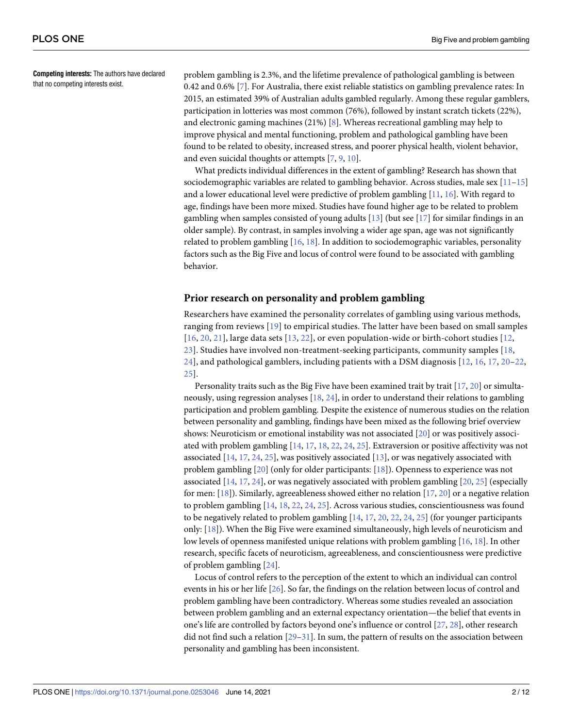**Competing interests:** The authors have declared that no competing interests exist.

problem gambling is 2.3%, and the lifetime prevalence of pathological gambling is between 0.42 and 0.6% [7]. For Australia, there exist reliable statistics on gambling prevalence rates: In 2015, an estimated 39% of Australian adults gambled regularly. Among these regular gamblers, participation in lotteries was most common (76%), followed by instant scratch tickets (22%), and electronic gaming machines (21%) [8]. Whereas recreational gambling may help to improve physical and mental functioning, problem and pathological gambling have been found to be related to obesity, increased stress, and poorer physical health, violent behavior, and even suicidal thoughts or attempts [7, 9, 10].

What predicts individual differences in the extent of gambling? Research has shown that sociodemographic variables are related to gambling behavior. Across studies, male sex [11–15] and a lower educational level were predictive of problem gambling [11, 16]. With regard to age, findings have been more mixed. Studies have found higher age to be related to problem gambling when samples consisted of young adults [13] (but see [17] for similar findings in an older sample). By contrast, in samples involving a wider age span, age was not significantly related to problem gambling [16, 18]. In addition to sociodemographic variables, personality factors such as the Big Five and locus of control were found to be associated with gambling behavior.

## Prior research on personality and problem gambling

Researchers have examined the personality correlates of gambling using various methods, ranging from reviews [19] to empirical studies. The latter have been based on small samples [16, 20, 21], large data sets [13, 22], or even population-wide or birth-cohort studies [12, 23]. Studies have involved non-treatment-seeking participants, community samples [18, 24], and pathological gamblers, including patients with a DSM diagnosis [12, 16, 17, 20–22, 25].

Personality traits such as the Big Five have been examined trait by trait [17, 20] or simultaneously, using regression analyses [18, 24], in order to understand their relations to gambling participation and problem gambling. Despite the existence of numerous studies on the relation between personality and gambling, findings have been mixed as the following brief overview shows: Neuroticism or emotional instability was not associated [20] or was positively associated with problem gambling [14, 17, 18, 22, 24, 25]. Extraversion or positive affectivity was not associated [14, 17, 24, 25], was positively associated [13], or was negatively associated with problem gambling [20] (only for older participants: [18]). Openness to experience was not associated [14, 17, 24], or was negatively associated with problem gambling [20, 25] (especially for men: [18]). Similarly, agreeableness showed either no relation [17, 20] or a negative relation to problem gambling [14, 18, 22, 24, 25]. Across various studies, conscientiousness was found to be negatively related to problem gambling [14, 17, 20, 22, 24, 25] (for younger participants only: [18]). When the Big Five were examined simultaneously, high levels of neuroticism and low levels of openness manifested unique relations with problem gambling [16, 18]. In other research, specific facets of neuroticism, agreeableness, and conscientiousness were predictive of problem gambling [24].

Locus of control refers to the perception of the extent to which an individual can control events in his or her life [26]. So far, the findings on the relation between locus of control and problem gambling have been contradictory. Whereas some studies revealed an association between problem gambling and an external expectancy orientation—the belief that events in one's life are controlled by factors beyond one's influence or control [27, 28], other research did not find such a relation [29–31]. In sum, the pattern of results on the association between personality and gambling has been inconsistent.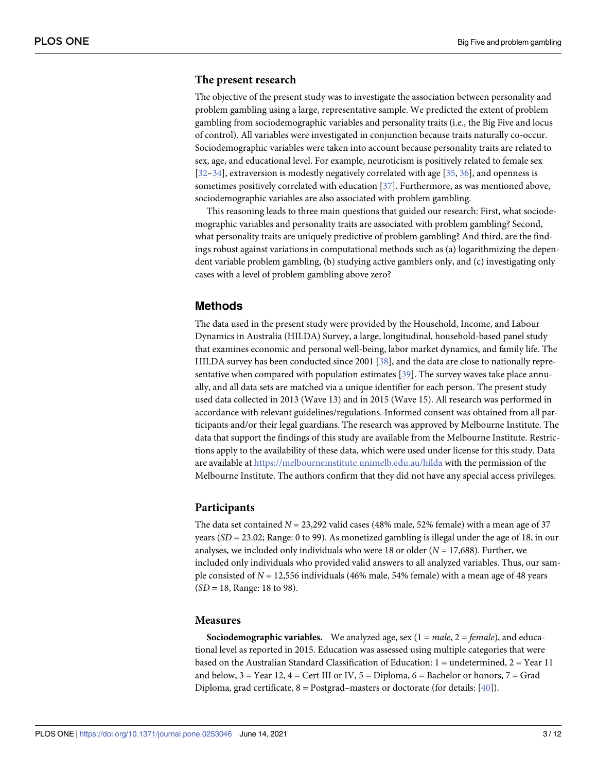### The present research

The objective of the present study was to investigate the association between personality and problem gambling using a large, representative sample. We predicted the extent of problem gambling from sociodemographic variables and personality traits (i.e., the Big Five and locus of control). All variables were investigated in conjunction because traits naturally co-occur. Sociodemographic variables were taken into account because personality traits are related to sex, age, and educational level. For example, neuroticism is positively related to female sex [32–34], extraversion is modestly negatively correlated with age [35, 36], and openness is sometimes positively correlated with education [37]. Furthermore, as was mentioned above, sociodemographic variables are also associated with problem gambling.

This reasoning leads to three main questions that guided our research: First, what sociodemographic variables and personality traits are associated with problem gambling? Second, what personality traits are uniquely predictive of problem gambling? And third, are the findings robust against variations in computational methods such as (a) logarithmizing the dependent variable problem gambling, (b) studying active gamblers only, and (c) investigating only cases with a level of problem gambling above zero?

## Methods

The data used in the present study were provided by the Household, Income, and Labour Dynamics in Australia (HILDA) Survey, a large, longitudinal, household-based panel study that examines economic and personal well-being, labor market dynamics, and family life. The HILDA survey has been conducted since 2001 [38], and the data are close to nationally representative when compared with population estimates [39]. The survey waves take place annually, and all data sets are matched via a unique identifier for each person. The present study used data collected in 2013 (Wave 13) and in 2015 (Wave 15). All research was performed in accordance with relevant guidelines/regulations. Informed consent was obtained from all participants and/or their legal guardians. The research was approved by Melbourne Institute. The data that support the findings of this study are available from the Melbourne Institute. Restrictions apply to the availability of these data, which were used under license for this study. Data are available at https://melbourneinstitute.unimelb.edu.au/hilda with the permission of the Melbourne Institute. The authors confirm that they did not have any special access privileges.

### Participants

The data set contained $N$ = 23,292 valid cases (48% male, 52% female) with a mean age of 37 years ($SD$ = 23.02; Range: 0 to 99). As monetized gambling is illegal under the age of 18, in our analyses, we included only individuals who were 18 or older ($N$ = 17,688). Further, we included only individuals who provided valid answers to all analyzed variables. Thus, our sample consisted of $N$ = 12,556 individuals (46% male, 54% female) with a mean age of 48 years ($SD$ = 18, Range: 18 to 98).

### Measures

**Sociodemographic variables.** We analyzed age, sex (1 = *male*, 2 = *female*), and educational level as reported in 2015. Education was assessed using multiple categories that were based on the Australian Standard Classification of Education: 1 = undetermined, 2 = Year 11 and below, 3 = Year 12, 4 = Cert III or IV, 5 = Diploma, 6 = Bachelor or honors, 7 = Grad Diploma, grad certificate, 8 = Postgrad–masters or doctorate (for details: [40]).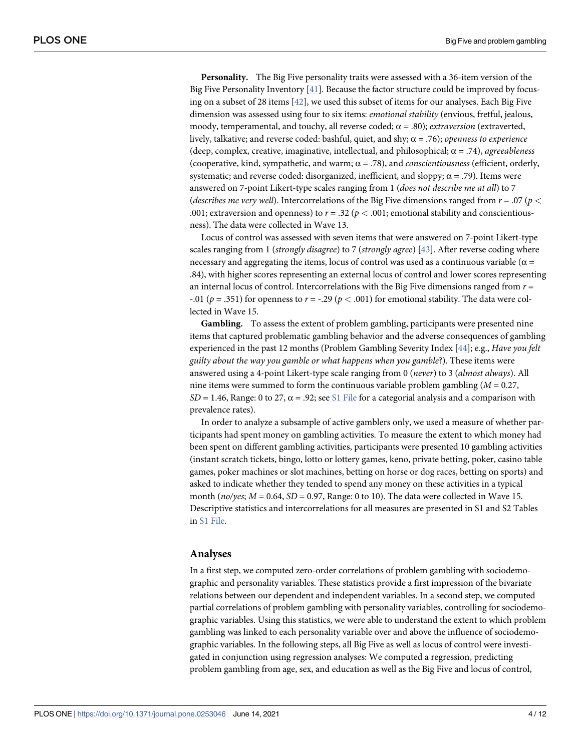**Personality.** The Big Five personality traits were assessed with a 36-item version of the Big Five Personality Inventory [41]. Because the factor structure could be improved by focusing on a subset of 28 items [42], we used this subset of items for our analyses. Each Big Five dimension was assessed using four to six items: *emotional stability* (envious, fretful, jealous, moody, temperamental, and touchy, all reverse coded; $\alpha = .80$); *extraversion* (extraverted, lively, talkative; and reverse coded: bashful, quiet, and shy; $\alpha = .76$); *openness to experience* (deep, complex, creative, imaginative, intellectual, and philosophical; $\alpha = .74$), *agreeableness* (cooperative, kind, sympathetic, and warm; $\alpha = .78$), and *conscientiousness* (efficient, orderly, systematic; and reverse coded: disorganized, inefficient, and sloppy; $\alpha = .79$). Items were answered on 7-point Likert-type scales ranging from 1 (*does not describe me at all*) to 7 (*describes me very well*). Intercorrelations of the Big Five dimensions ranged from $r = .07$ ($p < .001$; extraversion and openness) to $r = .32$ ($p < .001$; emotional stability and conscientiousness). The data were collected in Wave 13.

Locus of control was assessed with seven items that were answered on 7-point Likert-type scales ranging from 1 (*strongly disagree*) to 7 (*strongly agree*) [43]. After reverse coding where necessary and aggregating the items, locus of control was used as a continuous variable ($\alpha = .84$), with higher scores representing an external locus of control and lower scores representing an internal locus of control. Intercorrelations with the Big Five dimensions ranged from $r = -.01$ ($p = .351$) for openness to $r = -.29$ ($p < .001$) for emotional stability. The data were collected in Wave 15.

**Gambling.** To assess the extent of problem gambling, participants were presented nine items that captured problematic gambling behavior and the adverse consequences of gambling experienced in the past 12 months (Problem Gambling Severity Index [44]; e.g., *Have you felt guilty about the way you gamble or what happens when you gamble*?). These items were answered using a 4-point Likert-type scale ranging from 0 (*never*) to 3 (*almost always*). All nine items were summed to form the continuous variable problem gambling ($M = 0.27$, $SD = 1.46$, Range: 0 to 27, $\alpha = .92$; see S1 File for a categorial analysis and a comparison with prevalence rates).

In order to analyze a subsample of active gamblers only, we used a measure of whether participants had spent money on gambling activities. To measure the extent to which money had been spent on different gambling activities, participants were presented 10 gambling activities (instant scratch tickets, bingo, lotto or lottery games, keno, private betting, poker, casino table games, poker machines or slot machines, betting on horse or dog races, betting on sports) and asked to indicate whether they tended to spend any money on these activities in a typical month (*no/yes*; $M = 0.64$, $SD = 0.97$, Range: 0 to 10). The data were collected in Wave 15. Descriptive statistics and intercorrelations for all measures are presented in S1 and S2 Tables in S1 File.

## Analyses

In a first step, we computed zero-order correlations of problem gambling with sociodemographic and personality variables. These statistics provide a first impression of the bivariate relations between our dependent and independent variables. In a second step, we computed partial correlations of problem gambling with personality variables, controlling for sociodemographic variables. Using this statistics, we were able to understand the extent to which problem gambling was linked to each personality variable over and above the influence of sociodemographic variables. In the following steps, all Big Five as well as locus of control were investigated in conjunction using regression analyses: We computed a regression, predicting problem gambling from age, sex, and education as well as the Big Five and locus of control,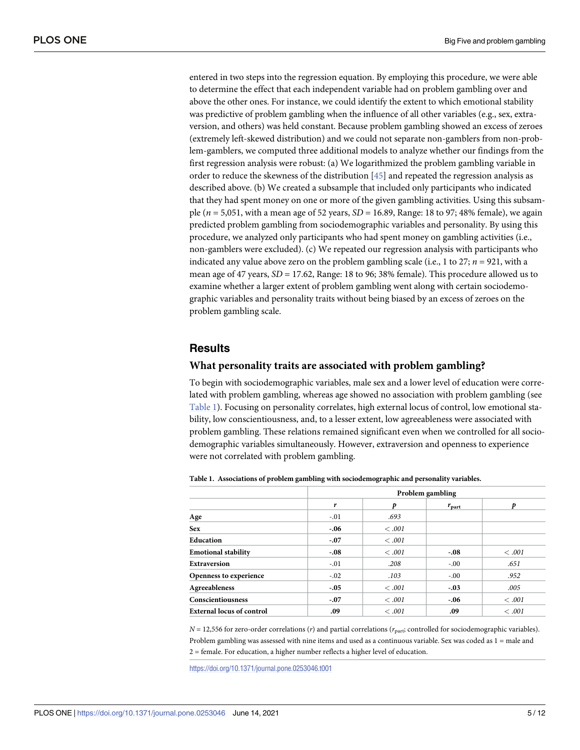entered in two steps into the regression equation. By employing this procedure, we were able to determine the effect that each independent variable had on problem gambling over and above the other ones. For instance, we could identify the extent to which emotional stability was predictive of problem gambling when the influence of all other variables (e.g., sex, extraversion, and others) was held constant. Because problem gambling showed an excess of zeroes (extremely left-skewed distribution) and we could not separate non-gamblers from non-problem-gamblers, we computed three additional models to analyze whether our findings from the first regression analysis were robust: (a) We logarithmized the problem gambling variable in order to reduce the skewness of the distribution [45] and repeated the regression analysis as described above. (b) We created a subsample that included only participants who indicated that they had spent money on one or more of the given gambling activities. Using this subsample ($n$ = 5,051, with a mean age of 52 years, $SD$ = 16.89, Range: 18 to 97; 48% female), we again predicted problem gambling from sociodemographic variables and personality. By using this procedure, we analyzed only participants who had spent money on gambling activities (i.e., non-gamblers were excluded). (c) We repeated our regression analysis with participants who indicated any value above zero on the problem gambling scale (i.e., 1 to 27; $n$ = 921, with a mean age of 47 years, $SD$ = 17.62, Range: 18 to 96; 38% female). This procedure allowed us to examine whether a larger extent of problem gambling went along with certain sociodemographic variables and personality traits without being biased by an excess of zeroes on the problem gambling scale.

## Results

### What personality traits are associated with problem gambling?

To begin with sociodemographic variables, male sex and a lower level of education were correlated with problem gambling, whereas age showed no association with problem gambling (see Table 1). Focusing on personality correlates, high external locus of control, low emotional stability, low conscientiousness, and, to a lesser extent, low agreeableness were associated with problem gambling. These relations remained significant even when we controlled for all sociodemographic variables simultaneously. However, extraversion and openness to experience were not correlated with problem gambling.

**Table 1. Associations of problem gambling with sociodemographic and personality variables.**

| | Problem gambling | | | |
|---|---|---|---|---|
| | $r$ | $p$ | $r_{part}$ | $p$ |
| **Age** | -.01 | *.693* | | |
| **Sex** | **-.06** | *< .001* | | |
| **Education** | **-.07** | *< .001* | | |
| **Emotional stability** | **-.08** | *< .001* | **-.08** | *< .001* |
| **Extraversion** | -.01 | *.208* | -.00 | *.651* |
| **Openness to experience** | -.02 | *.103* | -.00 | *.952* |
| **Agreeableness** | **-.05** | *< .001* | **-.03** | *.005* |
| **Conscientiousness** | **-.07** | *< .001* | **-.06** | *< .001* |
| **External locus of control** | **.09** | *< .001* | **.09** | *< .001* |

$N$ = 12,556 for zero-order correlations ($r$) and partial correlations ($r_{part}$; controlled for sociodemographic variables). Problem gambling was assessed with nine items and used as a continuous variable. Sex was coded as 1 = male and 2 = female. For education, a higher number reflects a higher level of education.

https://doi.org/10.1371/journal.pone.0253046.t001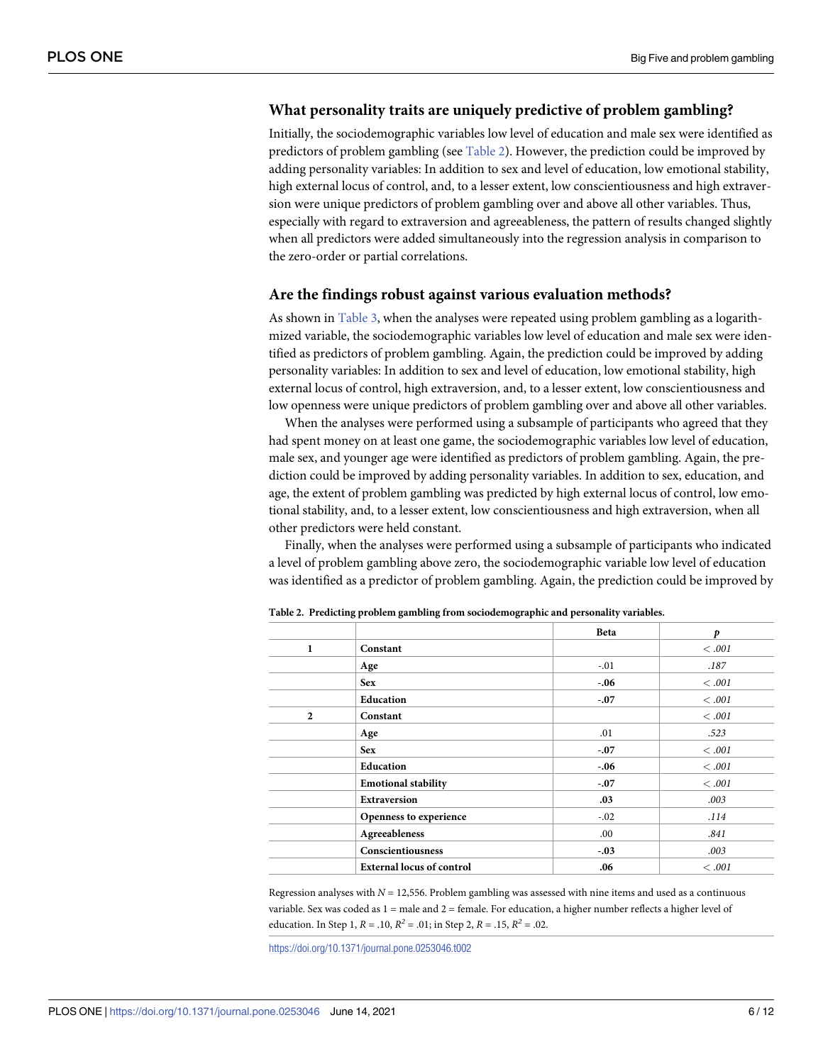### What personality traits are uniquely predictive of problem gambling?

Initially, the sociodemographic variables low level of education and male sex were identified as predictors of problem gambling (see Table 2). However, the prediction could be improved by adding personality variables: In addition to sex and level of education, low emotional stability, high external locus of control, and, to a lesser extent, low conscientiousness and high extraversion were unique predictors of problem gambling over and above all other variables. Thus, especially with regard to extraversion and agreeableness, the pattern of results changed slightly when all predictors were added simultaneously into the regression analysis in comparison to the zero-order or partial correlations.

### Are the findings robust against various evaluation methods?

As shown in Table 3, when the analyses were repeated using problem gambling as a logarithmized variable, the sociodemographic variables low level of education and male sex were identified as predictors of problem gambling. Again, the prediction could be improved by adding personality variables: In addition to sex and level of education, low emotional stability, high external locus of control, high extraversion, and, to a lesser extent, low conscientiousness and low openness were unique predictors of problem gambling over and above all other variables.

When the analyses were performed using a subsample of participants who agreed that they had spent money on at least one game, the sociodemographic variables low level of education, male sex, and younger age were identified as predictors of problem gambling. Again, the prediction could be improved by adding personality variables. In addition to sex, education, and age, the extent of problem gambling was predicted by high external locus of control, low emotional stability, and, to a lesser extent, low conscientiousness and high extraversion, when all other predictors were held constant.

Finally, when the analyses were performed using a subsample of participants who indicated a level of problem gambling above zero, the sociodemographic variable low level of education was identified as a predictor of problem gambling. Again, the prediction could be improved by

**Table 2. Predicting problem gambling from sociodemographic and personality variables.**

| | | Beta | *p* |
|---|---|---|---|
| **1** | **Constant** | | *< .001* |
| | **Age** | -.01 | *.187* |
| | **Sex** | **-.06** | *< .001* |
| | **Education** | **-.07** | *< .001* |
| **2** | **Constant** | | *< .001* |
| | **Age** | .01 | *.523* |
| | **Sex** | **-.07** | *< .001* |
| | **Education** | **-.06** | *< .001* |
| | **Emotional stability** | **-.07** | *< .001* |
| | **Extraversion** | **.03** | *.003* |
| | **Openness to experience** | -.02 | *.114* |
| | **Agreeableness** | .00 | *.841* |
| | **Conscientiousness** | **-.03** | *.003* |
| | **External locus of control** | **.06** | *< .001* |

Regression analyses with $N = 12{,}556$. Problem gambling was assessed with nine items and used as a continuous variable. Sex was coded as 1 = male and 2 = female. For education, a higher number reflects a higher level of education. In Step 1, $R = .10$, $R^2 = .01$; in Step 2, $R = .15$, $R^2 = .02$.

https://doi.org/10.1371/journal.pone.0253046.t002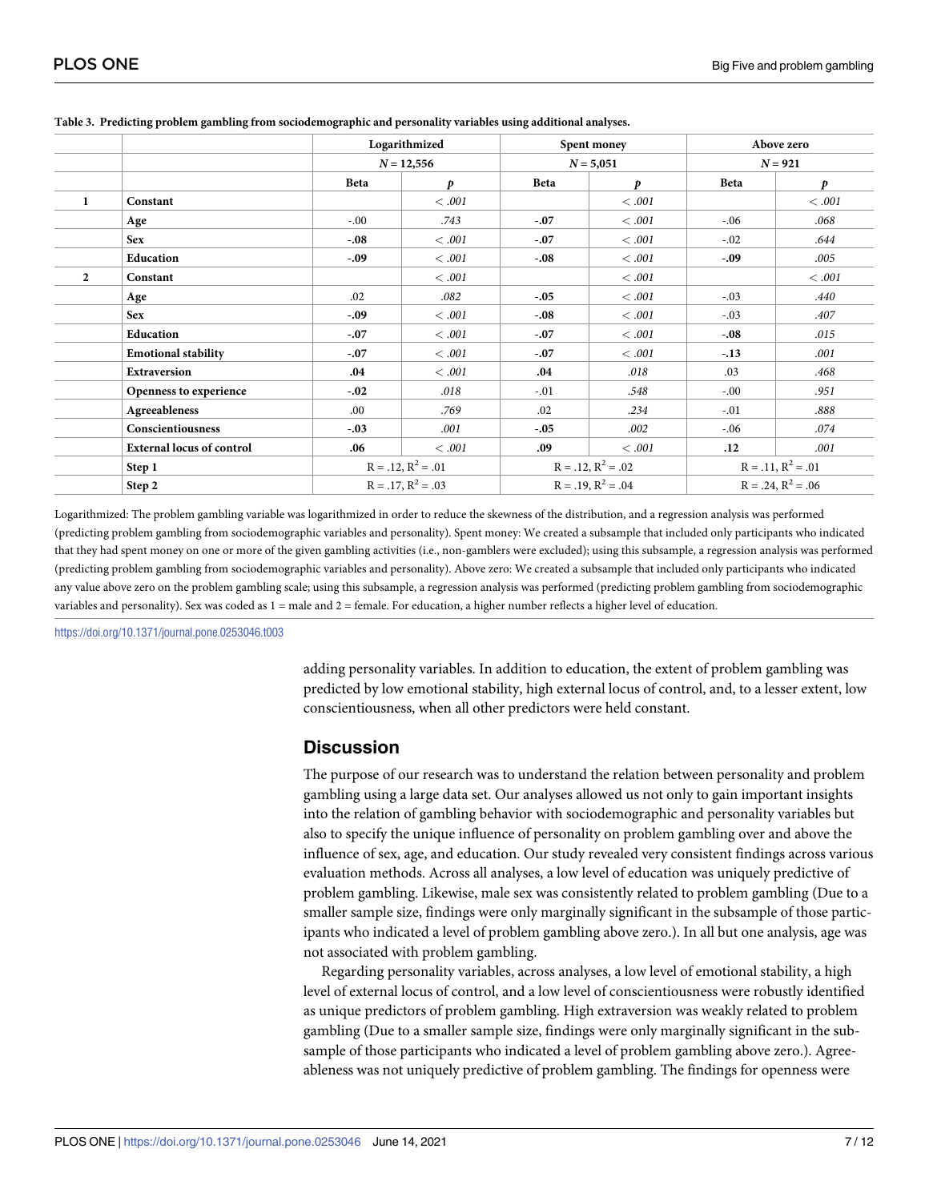**Table 3. Predicting problem gambling from sociodemographic and personality variables using additional analyses.**

| | | Logarithmized | | Spent money | | Above zero | |
|---|---|---|---|---|---|---|---|
| | | *N* = 12,556 | | *N* = 5,051 | | *N* = 921 | |
| | | Beta | *p* | Beta | *p* | Beta | *p* |
| 1 | Constant | | *< .001* | | *< .001* | | *< .001* |
| | Age | -.00 | *.743* | **-.07** | *< .001* | -.06 | *.068* |
| | Sex | **-.08** | *< .001* | **-.07** | *< .001* | -.02 | *.644* |
| | Education | **-.09** | *< .001* | **-.08** | *< .001* | **-.09** | *.005* |
| 2 | Constant | | *< .001* | | *< .001* | | *< .001* |
| | Age | .02 | *.082* | **-.05** | *< .001* | -.03 | *.440* |
| | Sex | **-.09** | *< .001* | **-.08** | *< .001* | -.03 | *.407* |
| | Education | **-.07** | *< .001* | **-.07** | *< .001* | **-.08** | *.015* |
| | Emotional stability | **-.07** | *< .001* | **-.07** | *< .001* | **-.13** | *.001* |
| | Extraversion | **.04** | *< .001* | **.04** | *.018* | .03 | *.468* |
| | Openness to experience | **-.02** | *.018* | -.01 | *.548* | -.00 | *.951* |
| | Agreeableness | .00 | *.769* | .02 | *.234* | -.01 | *.888* |
| | Conscientiousness | **-.03** | *.001* | **-.05** | *.002* | -.06 | *.074* |
| | External locus of control | **.06** | *< .001* | **.09** | *< .001* | **.12** | *.001* |
| | Step 1 | R = .12, $R^2$ = .01 | | R = .12, $R^2$ = .02 | | R = .11, $R^2$ = .01 | |
| | Step 2 | R = .17, $R^2$ = .03 | | R = .19, $R^2$ = .04 | | R = .24, $R^2$ = .06 | |

Logarithmized: The problem gambling variable was logarithmized in order to reduce the skewness of the distribution, and a regression analysis was performed (predicting problem gambling from sociodemographic variables and personality). Spent money: We created a subsample that included only participants who indicated that they had spent money on one or more of the given gambling activities (i.e., non-gamblers were excluded); using this subsample, a regression analysis was performed (predicting problem gambling from sociodemographic variables and personality). Above zero: We created a subsample that included only participants who indicated any value above zero on the problem gambling scale; using this subsample, a regression analysis was performed (predicting problem gambling from sociodemographic variables and personality). Sex was coded as 1 = male and 2 = female. For education, a higher number reflects a higher level of education.

https://doi.org/10.1371/journal.pone.0253046.t003

adding personality variables. In addition to education, the extent of problem gambling was predicted by low emotional stability, high external locus of control, and, to a lesser extent, low conscientiousness, when all other predictors were held constant.

## Discussion

The purpose of our research was to understand the relation between personality and problem gambling using a large data set. Our analyses allowed us not only to gain important insights into the relation of gambling behavior with sociodemographic and personality variables but also to specify the unique influence of personality on problem gambling over and above the influence of sex, age, and education. Our study revealed very consistent findings across various evaluation methods. Across all analyses, a low level of education was uniquely predictive of problem gambling. Likewise, male sex was consistently related to problem gambling (Due to a smaller sample size, findings were only marginally significant in the subsample of those participants who indicated a level of problem gambling above zero.). In all but one analysis, age was not associated with problem gambling.

Regarding personality variables, across analyses, a low level of emotional stability, a high level of external locus of control, and a low level of conscientiousness were robustly identified as unique predictors of problem gambling. High extraversion was weakly related to problem gambling (Due to a smaller sample size, findings were only marginally significant in the subsample of those participants who indicated a level of problem gambling above zero.). Agreeableness was not uniquely predictive of problem gambling. The findings for openness were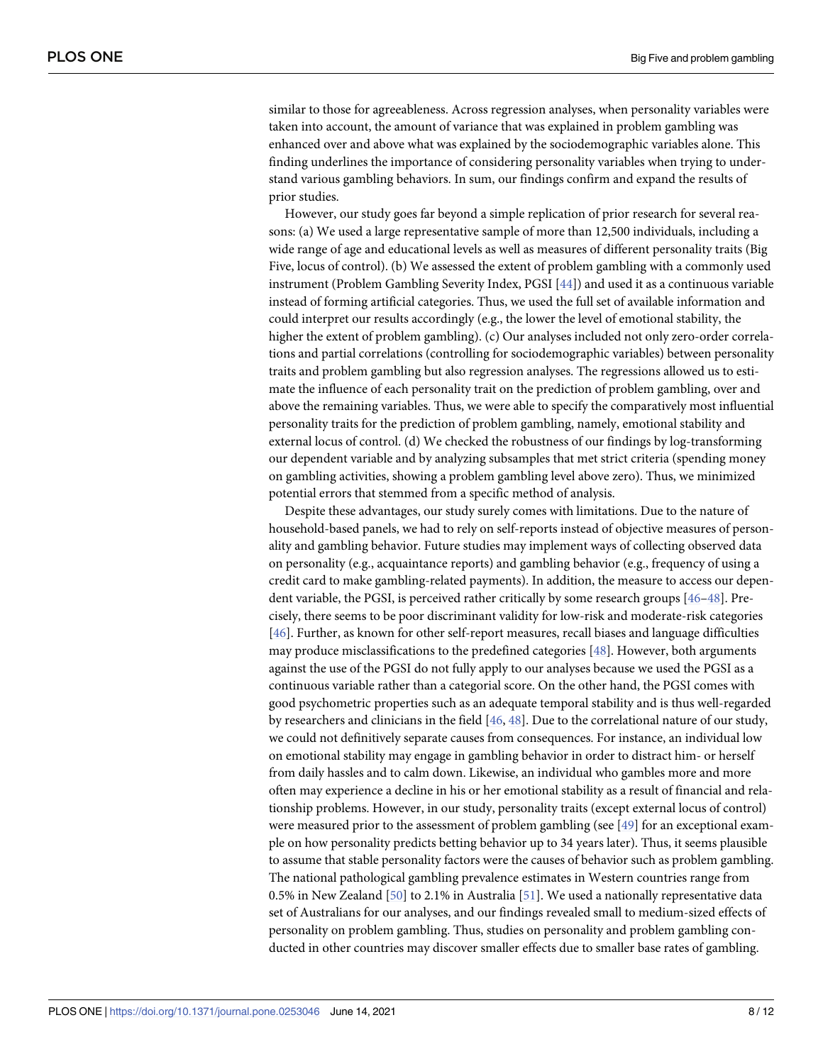similar to those for agreeableness. Across regression analyses, when personality variables were taken into account, the amount of variance that was explained in problem gambling was enhanced over and above what was explained by the sociodemographic variables alone. This finding underlines the importance of considering personality variables when trying to understand various gambling behaviors. In sum, our findings confirm and expand the results of prior studies.

However, our study goes far beyond a simple replication of prior research for several reasons: (a) We used a large representative sample of more than 12,500 individuals, including a wide range of age and educational levels as well as measures of different personality traits (Big Five, locus of control). (b) We assessed the extent of problem gambling with a commonly used instrument (Problem Gambling Severity Index, PGSI [44]) and used it as a continuous variable instead of forming artificial categories. Thus, we used the full set of available information and could interpret our results accordingly (e.g., the lower the level of emotional stability, the higher the extent of problem gambling). (c) Our analyses included not only zero-order correlations and partial correlations (controlling for sociodemographic variables) between personality traits and problem gambling but also regression analyses. The regressions allowed us to estimate the influence of each personality trait on the prediction of problem gambling, over and above the remaining variables. Thus, we were able to specify the comparatively most influential personality traits for the prediction of problem gambling, namely, emotional stability and external locus of control. (d) We checked the robustness of our findings by log-transforming our dependent variable and by analyzing subsamples that met strict criteria (spending money on gambling activities, showing a problem gambling level above zero). Thus, we minimized potential errors that stemmed from a specific method of analysis.

Despite these advantages, our study surely comes with limitations. Due to the nature of household-based panels, we had to rely on self-reports instead of objective measures of personality and gambling behavior. Future studies may implement ways of collecting observed data on personality (e.g., acquaintance reports) and gambling behavior (e.g., frequency of using a credit card to make gambling-related payments). In addition, the measure to access our dependent variable, the PGSI, is perceived rather critically by some research groups [46–48]. Precisely, there seems to be poor discriminant validity for low-risk and moderate-risk categories [46]. Further, as known for other self-report measures, recall biases and language difficulties may produce misclassifications to the predefined categories [48]. However, both arguments against the use of the PGSI do not fully apply to our analyses because we used the PGSI as a continuous variable rather than a categorial score. On the other hand, the PGSI comes with good psychometric properties such as an adequate temporal stability and is thus well-regarded by researchers and clinicians in the field [46, 48]. Due to the correlational nature of our study, we could not definitively separate causes from consequences. For instance, an individual low on emotional stability may engage in gambling behavior in order to distract him- or herself from daily hassles and to calm down. Likewise, an individual who gambles more and more often may experience a decline in his or her emotional stability as a result of financial and relationship problems. However, in our study, personality traits (except external locus of control) were measured prior to the assessment of problem gambling (see [49] for an exceptional example on how personality predicts betting behavior up to 34 years later). Thus, it seems plausible to assume that stable personality factors were the causes of behavior such as problem gambling. The national pathological gambling prevalence estimates in Western countries range from 0.5% in New Zealand [50] to 2.1% in Australia [51]. We used a nationally representative data set of Australians for our analyses, and our findings revealed small to medium-sized effects of personality on problem gambling. Thus, studies on personality and problem gambling conducted in other countries may discover smaller effects due to smaller base rates of gambling.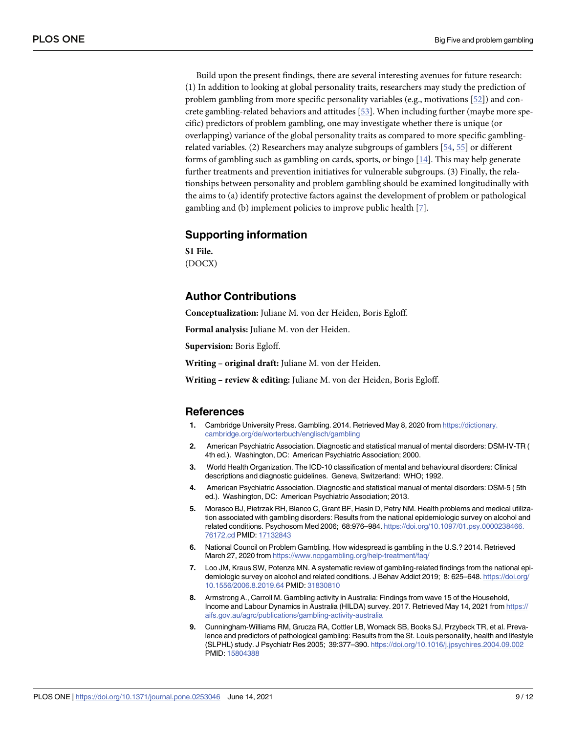Build upon the present findings, there are several interesting avenues for future research: (1) In addition to looking at global personality traits, researchers may study the prediction of problem gambling from more specific personality variables (e.g., motivations [52]) and concrete gambling-related behaviors and attitudes [53]. When including further (maybe more specific) predictors of problem gambling, one may investigate whether there is unique (or overlapping) variance of the global personality traits as compared to more specific gambling-related variables. (2) Researchers may analyze subgroups of gamblers [54, 55] or different forms of gambling such as gambling on cards, sports, or bingo [14]. This may help generate further treatments and prevention initiatives for vulnerable subgroups. (3) Finally, the relationships between personality and problem gambling should be examined longitudinally with the aims to (a) identify protective factors against the development of problem or pathological gambling and (b) implement policies to improve public health [7].

## Supporting information

**S1 File.**
(DOCX)

## Author Contributions

**Conceptualization:** Juliane M. von der Heiden, Boris Egloff.

**Formal analysis:** Juliane M. von der Heiden.

**Supervision:** Boris Egloff.

**Writing – original draft:** Juliane M. von der Heiden.

**Writing – review & editing:** Juliane M. von der Heiden, Boris Egloff.

## References

1. Cambridge University Press. Gambling. 2014. Retrieved May 8, 2020 from https://dictionary.cambridge.org/de/worterbuch/englisch/gambling
2. American Psychiatric Association. Diagnostic and statistical manual of mental disorders: DSM-IV-TR ( 4th ed.). Washington, DC: American Psychiatric Association; 2000.
3. World Health Organization. The ICD-10 classification of mental and behavioural disorders: Clinical descriptions and diagnostic guidelines. Geneva, Switzerland: WHO; 1992.
4. American Psychiatric Association. Diagnostic and statistical manual of mental disorders: DSM-5 ( 5th ed.). Washington, DC: American Psychiatric Association; 2013.
5. Morasco BJ, Pietrzak RH, Blanco C, Grant BF, Hasin D, Petry NM. Health problems and medical utilization associated with gambling disorders: Results from the national epidemiologic survey on alcohol and related conditions. Psychosom Med 2006; 68:976–984. https://doi.org/10.1097/01.psy.0000238466.76172.cd PMID: 17132843
6. National Council on Problem Gambling. How widespread is gambling in the U.S.? 2014. Retrieved March 27, 2020 from https://www.ncpgambling.org/help-treatment/faq/
7. Loo JM, Kraus SW, Potenza MN. A systematic review of gambling-related findings from the national epidemiologic survey on alcohol and related conditions. J Behav Addict 2019; 8: 625–648. https://doi.org/10.1556/2006.8.2019.64 PMID: 31830810
8. Armstrong A., Carroll M. Gambling activity in Australia: Findings from wave 15 of the Household, Income and Labour Dynamics in Australia (HILDA) survey. 2017. Retrieved May 14, 2021 from https://aifs.gov.au/agrc/publications/gambling-activity-australia
9. Cunningham-Williams RM, Grucza RA, Cottler LB, Womack SB, Books SJ, Przybeck TR, et al. Prevalence and predictors of pathological gambling: Results from the St. Louis personality, health and lifestyle (SLPHL) study. J Psychiatr Res 2005; 39:377–390. https://doi.org/10.1016/j.jpsychires.2004.09.002 PMID: 15804388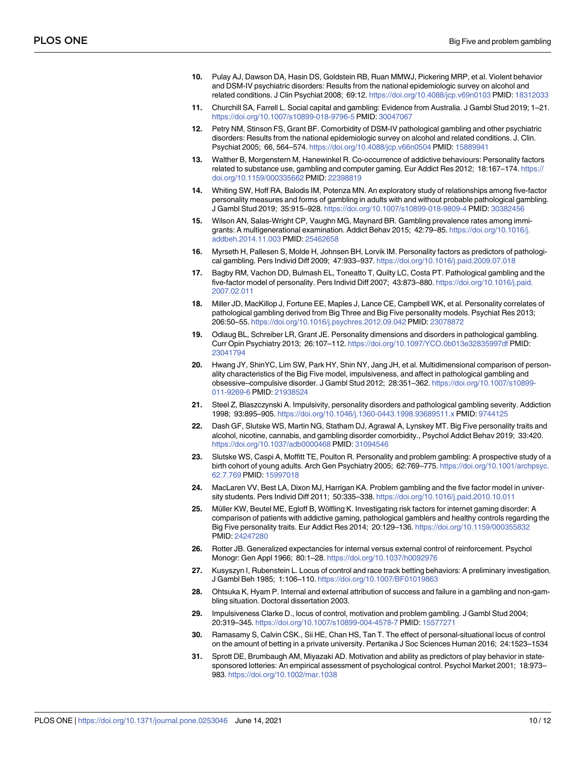10. Pulay AJ, Dawson DA, Hasin DS, Goldstein RB, Ruan MMWJ, Pickering MRP, et al. Violent behavior and DSM-IV psychiatric disorders: Results from the national epidemiologic survey on alcohol and related conditions. J Clin Psychiat 2008; 69:12. https://doi.org/10.4088/jcp.v69n0103 PMID: 18312033
11. Churchill SA, Farrell L. Social capital and gambling: Evidence from Australia. J Gambl Stud 2019; 1–21. https://doi.org/10.1007/s10899-018-9796-5 PMID: 30047067
12. Petry NM, Stinson FS, Grant BF. Comorbidity of DSM-IV pathological gambling and other psychiatric disorders: Results from the national epidemiologic survey on alcohol and related conditions. J. Clin. Psychiat 2005; 66, 564–574. https://doi.org/10.4088/jcp.v66n0504 PMID: 15889941
13. Walther B, Morgenstern M, Hanewinkel R. Co-occurrence of addictive behaviours: Personality factors related to substance use, gambling and computer gaming. Eur Addict Res 2012; 18:167–174. https://doi.org/10.1159/000335662 PMID: 22398819
14. Whiting SW, Hoff RA, Balodis IM, Potenza MN. An exploratory study of relationships among five-factor personality measures and forms of gambling in adults with and without probable pathological gambling. J Gambl Stud 2019; 35:915–928. https://doi.org/10.1007/s10899-018-9809-4 PMID: 30382456
15. Wilson AN, Salas-Wright CP, Vaughn MG, Maynard BR. Gambling prevalence rates among immigrants: A multigenerational examination. Addict Behav 2015; 42:79–85. https://doi.org/10.1016/j.addbeh.2014.11.003 PMID: 25462658
16. Myrseth H, Pallesen S, Molde H, Johnsen BH, Lorvik IM. Personality factors as predictors of pathological gambling. Pers Individ Diff 2009; 47:933–937. https://doi.org/10.1016/j.paid.2009.07.018
17. Bagby RM, Vachon DD, Bulmash EL, Toneatto T, Quilty LC, Costa PT. Pathological gambling and the five-factor model of personality. Pers Individ Diff 2007; 43:873–880. https://doi.org/10.1016/j.paid.2007.02.011
18. Miller JD, MacKillop J, Fortune EE, Maples J, Lance CE, Campbell WK, et al. Personality correlates of pathological gambling derived from Big Three and Big Five personality models. Psychiat Res 2013; 206:50–55. https://doi.org/10.1016/j.psychres.2012.09.042 PMID: 23078872
19. Odlaug BL, Schreiber LR, Grant JE. Personality dimensions and disorders in pathological gambling. Curr Opin Psychiatry 2013; 26:107–112. https://doi.org/10.1097/YCO.0b013e32835997df PMID: 23041794
20. Hwang JY, ShinYC, Lim SW, Park HY, Shin NY, Jang JH, et al. Multidimensional comparison of personality characteristics of the Big Five model, impulsiveness, and affect in pathological gambling and obsessive–compulsive disorder. J Gambl Stud 2012; 28:351–362. https://doi.org/10.1007/s10899-011-9269-6 PMID: 21938524
21. Steel Z, Blaszczynski A. Impulsivity, personality disorders and pathological gambling severity. Addiction 1998; 93:895–905. https://doi.org/10.1046/j.1360-0443.1998.93689511.x PMID: 9744125
22. Dash GF, Slutske WS, Martin NG, Statham DJ, Agrawal A, Lynskey MT. Big Five personality traits and alcohol, nicotine, cannabis, and gambling disorder comorbidity., Psychol Addict Behav 2019; 33:420. https://doi.org/10.1037/adb0000468 PMID: 31094546
23. Slutske WS, Caspi A, Moffitt TE, Poulton R. Personality and problem gambling: A prospective study of a birth cohort of young adults. Arch Gen Psychiatry 2005; 62:769–775. https://doi.org/10.1001/archpsyc.62.7.769 PMID: 15997018
24. MacLaren VV, Best LA, Dixon MJ, Harrigan KA. Problem gambling and the five factor model in university students. Pers Individ Diff 2011; 50:335–338. https://doi.org/10.1016/j.paid.2010.10.011
25. Müller KW, Beutel ME, Egloff B, Wölfling K. Investigating risk factors for internet gaming disorder: A comparison of patients with addictive gaming, pathological gamblers and healthy controls regarding the Big Five personality traits. Eur Addict Res 2014; 20:129–136. https://doi.org/10.1159/000355832 PMID: 24247280
26. Rotter JB. Generalized expectancies for internal versus external control of reinforcement. Psychol Monogr: Gen Appl 1966; 80:1–28. https://doi.org/10.1037/h0092976
27. Kusyszyn I, Rubenstein L. Locus of control and race track betting behaviors: A preliminary investigation. J Gambl Beh 1985; 1:106–110. https://doi.org/10.1007/BF01019863
28. Ohtsuka K, Hyam P. Internal and external attribution of success and failure in a gambling and non-gambling situation. Doctoral dissertation 2003.
29. Impulsiveness Clarke D., locus of control, motivation and problem gambling. J Gambl Stud 2004; 20:319–345. https://doi.org/10.1007/s10899-004-4578-7 PMID: 15577271
30. Ramasamy S, Calvin CSK., Sii HE, Chan HS, Tan T. The effect of personal-situational locus of control on the amount of betting in a private university. Pertanika J Soc Sciences Human 2016; 24:1523–1534
31. Sprott DE, Brumbaugh AM, Miyazaki AD. Motivation and ability as predictors of play behavior in state-sponsored lotteries: An empirical assessment of psychological control. Psychol Market 2001; 18:973–983. https://doi.org/10.1002/mar.1038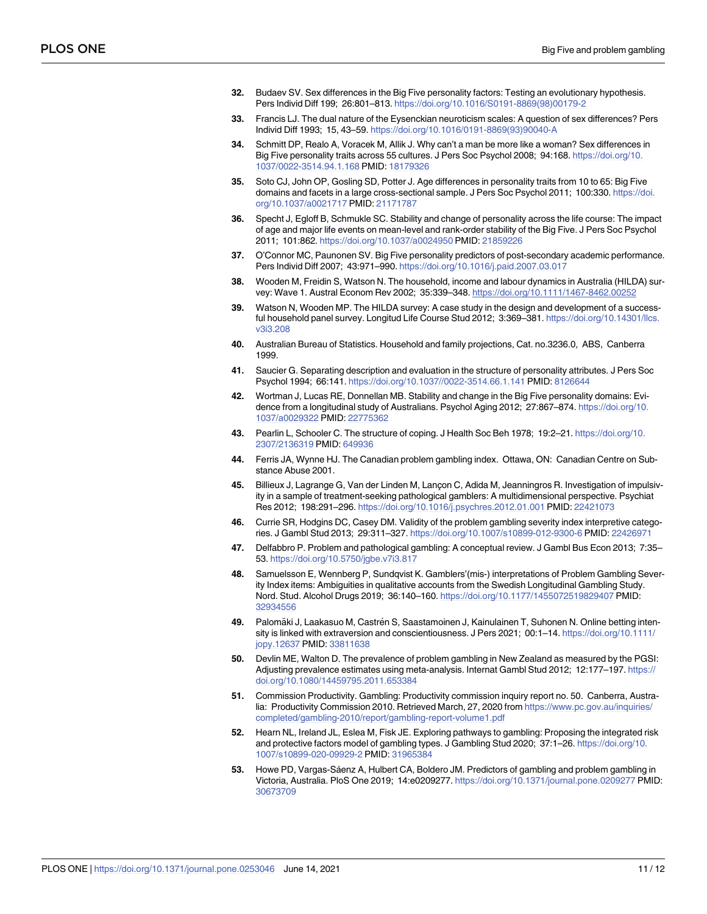32. Budaev SV. Sex differences in the Big Five personality factors: Testing an evolutionary hypothesis. Pers Individ Diff 199; 26:801–813. https://doi.org/10.1016/S0191-8869(98)00179-2

33. Francis LJ. The dual nature of the Eysenckian neuroticism scales: A question of sex differences? Pers Individ Diff 1993; 15, 43–59. https://doi.org/10.1016/0191-8869(93)90040-A

34. Schmitt DP, Realo A, Voracek M, Allik J. Why can't a man be more like a woman? Sex differences in Big Five personality traits across 55 cultures. J Pers Soc Psychol 2008; 94:168. https://doi.org/10.1037/0022-3514.94.1.168 PMID: 18179326

35. Soto CJ, John OP, Gosling SD, Potter J. Age differences in personality traits from 10 to 65: Big Five domains and facets in a large cross-sectional sample. J Pers Soc Psychol 2011; 100:330. https://doi.org/10.1037/a0021717 PMID: 21171787

36. Specht J, Egloff B, Schmukle SC. Stability and change of personality across the life course: The impact of age and major life events on mean-level and rank-order stability of the Big Five. J Pers Soc Psychol 2011; 101:862. https://doi.org/10.1037/a0024950 PMID: 21859226

37. O'Connor MC, Paunonen SV. Big Five personality predictors of post-secondary academic performance. Pers Individ Diff 2007; 43:971–990. https://doi.org/10.1016/j.paid.2007.03.017

38. Wooden M, Freidin S, Watson N. The household, income and labour dynamics in Australia (HILDA) survey: Wave 1. Austral Econom Rev 2002; 35:339–348. https://doi.org/10.1111/1467-8462.00252

39. Watson N, Wooden MP. The HILDA survey: A case study in the design and development of a successful household panel survey. Longitud Life Course Stud 2012; 3:369–381. https://doi.org/10.14301/llcs.v3i3.208

40. Australian Bureau of Statistics. Household and family projections, Cat. no.3236.0, ABS, Canberra 1999.

41. Saucier G. Separating description and evaluation in the structure of personality attributes. J Pers Soc Psychol 1994; 66:141. https://doi.org/10.1037//0022-3514.66.1.141 PMID: 8126644

42. Wortman J, Lucas RE, Donnellan MB. Stability and change in the Big Five personality domains: Evidence from a longitudinal study of Australians. Psychol Aging 2012; 27:867–874. https://doi.org/10.1037/a0029322 PMID: 22775362

43. Pearlin L, Schooler C. The structure of coping. J Health Soc Beh 1978; 19:2–21. https://doi.org/10.2307/2136319 PMID: 649936

44. Ferris JA, Wynne HJ. The Canadian problem gambling index. Ottawa, ON: Canadian Centre on Substance Abuse 2001.

45. Billieux J, Lagrange G, Van der Linden M, Lançon C, Adida M, Jeanningros R. Investigation of impulsivity in a sample of treatment-seeking pathological gamblers: A multidimensional perspective. Psychiat Res 2012; 198:291–296. https://doi.org/10.1016/j.psychres.2012.01.001 PMID: 22421073

46. Currie SR, Hodgins DC, Casey DM. Validity of the problem gambling severity index interpretive categories. J Gambl Stud 2013; 29:311–327. https://doi.org/10.1007/s10899-012-9300-6 PMID: 22426971

47. Delfabbro P. Problem and pathological gambling: A conceptual review. J Gambl Bus Econ 2013; 7:35–53. https://doi.org/10.5750/jgbe.v7i3.817

48. Samuelsson E, Wennberg P, Sundqvist K. Gamblers'(mis-) interpretations of Problem Gambling Severity Index items: Ambiguities in qualitative accounts from the Swedish Longitudinal Gambling Study. Nord. Stud. Alcohol Drugs 2019; 36:140–160. https://doi.org/10.1177/1455072519829407 PMID: 32934556

49. Palomäki J, Laakasuo M, Castrén S, Saastamoinen J, Kainulainen T, Suhonen N. Online betting intensity is linked with extraversion and conscientiousness. J Pers 2021; 00:1–14. https://doi.org/10.1111/jopy.12637 PMID: 33811638

50. Devlin ME, Walton D. The prevalence of problem gambling in New Zealand as measured by the PGSI: Adjusting prevalence estimates using meta-analysis. Internat Gambl Stud 2012; 12:177–197. https://doi.org/10.1080/14459795.2011.653384

51. Commission Productivity. Gambling: Productivity commission inquiry report no. 50. Canberra, Australia: Productivity Commission 2010. Retrieved March, 27, 2020 from https://www.pc.gov.au/inquiries/completed/gambling-2010/report/gambling-report-volume1.pdf

52. Hearn NL, Ireland JL, Eslea M, Fisk JE. Exploring pathways to gambling: Proposing the integrated risk and protective factors model of gambling types. J Gambling Stud 2020; 37:1–26. https://doi.org/10.1007/s10899-020-09929-2 PMID: 31965384

53. Howe PD, Vargas-Sáenz A, Hulbert CA, Boldero JM. Predictors of gambling and problem gambling in Victoria, Australia. PloS One 2019; 14:e0209277. https://doi.org/10.1371/journal.pone.0209277 PMID: 30673709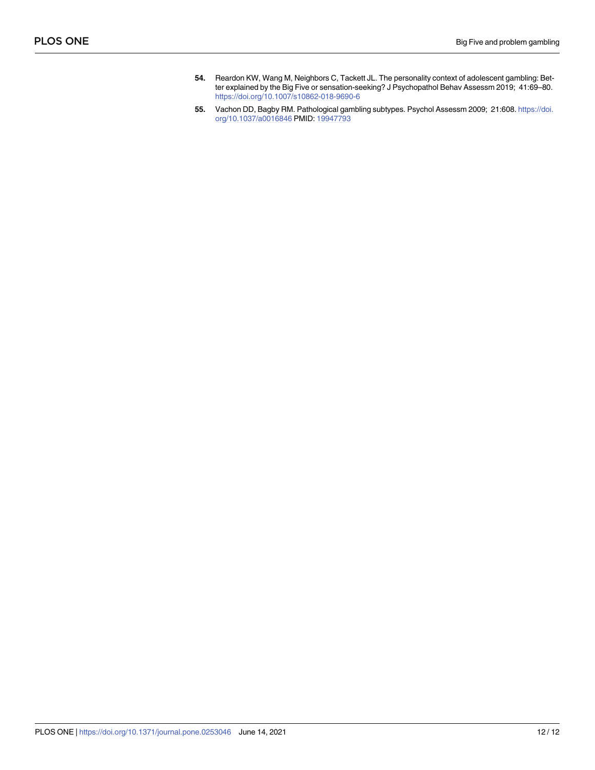54. Reardon KW, Wang M, Neighbors C, Tackett JL. The personality context of adolescent gambling: Better explained by the Big Five or sensation-seeking? J Psychopathol Behav Assessm 2019; 41:69–80. https://doi.org/10.1007/s10862-018-9690-6

55. Vachon DD, Bagby RM. Pathological gambling subtypes. Psychol Assessm 2009; 21:608. https://doi.org/10.1037/a0016846 PMID: 19947793